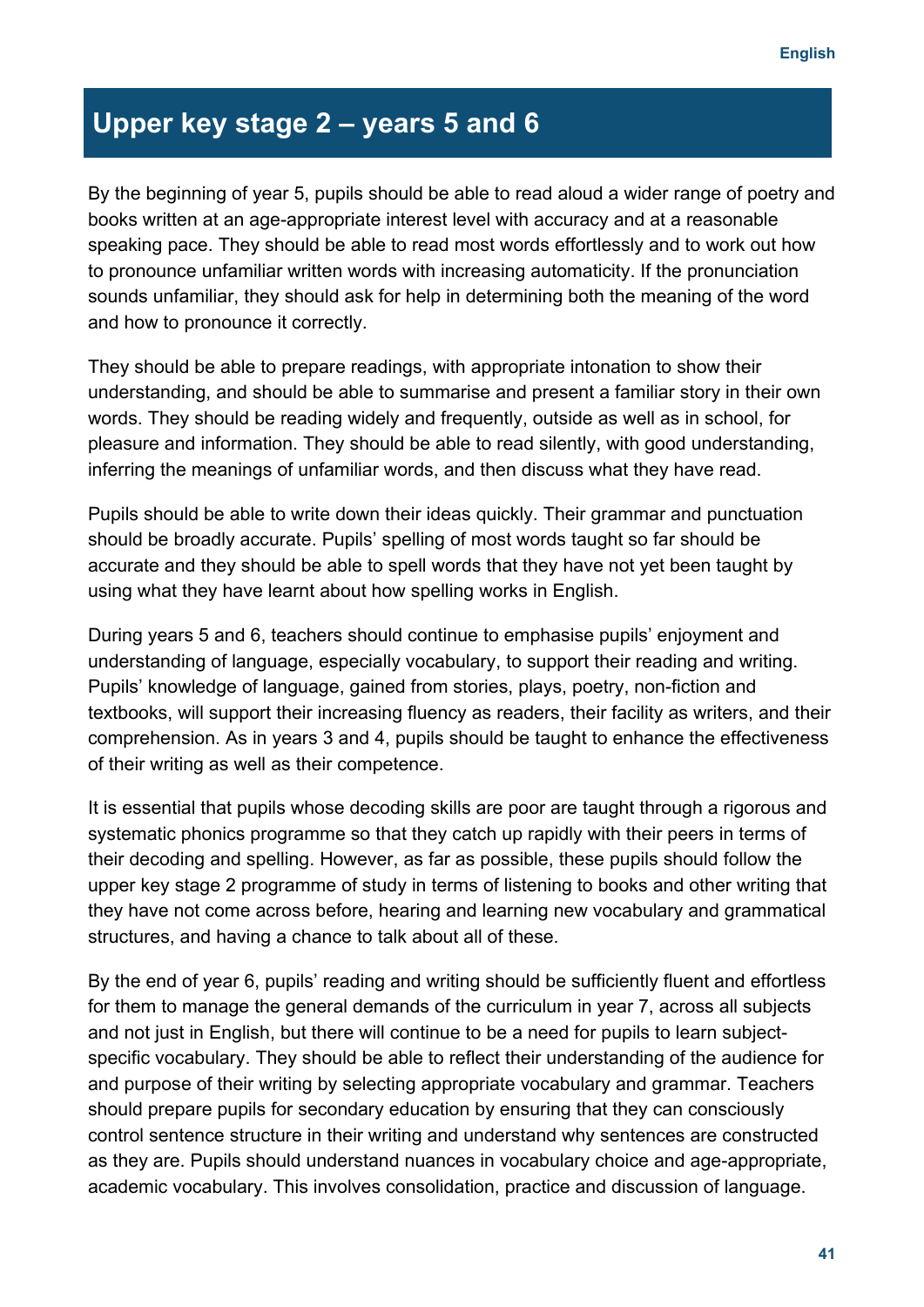## Upper key stage 2 – years 5 and 6

By the beginning of year 5, pupils should be able to read aloud a wider range of poetry and books written at an age-appropriate interest level with accuracy and at a reasonable speaking pace. They should be able to read most words effortlessly and to work out how to pronounce unfamiliar written words with increasing automaticity. If the pronunciation sounds unfamiliar, they should ask for help in determining both the meaning of the word and how to pronounce it correctly.

They should be able to prepare readings, with appropriate intonation to show their understanding, and should be able to summarise and present a familiar story in their own words. They should be reading widely and frequently, outside as well as in school, for pleasure and information. They should be able to read silently, with good understanding, inferring the meanings of unfamiliar words, and then discuss what they have read.

Pupils should be able to write down their ideas quickly. Their grammar and punctuation should be broadly accurate. Pupils' spelling of most words taught so far should be accurate and they should be able to spell words that they have not yet been taught by using what they have learnt about how spelling works in English.

During years 5 and 6, teachers should continue to emphasise pupils' enjoyment and understanding of language, especially vocabulary, to support their reading and writing. Pupils' knowledge of language, gained from stories, plays, poetry, non-fiction and textbooks, will support their increasing fluency as readers, their facility as writers, and their comprehension. As in years 3 and 4, pupils should be taught to enhance the effectiveness of their writing as well as their competence.

It is essential that pupils whose decoding skills are poor are taught through a rigorous and systematic phonics programme so that they catch up rapidly with their peers in terms of their decoding and spelling. However, as far as possible, these pupils should follow the upper key stage 2 programme of study in terms of listening to books and other writing that they have not come across before, hearing and learning new vocabulary and grammatical structures, and having a chance to talk about all of these.

By the end of year 6, pupils' reading and writing should be sufficiently fluent and effortless for them to manage the general demands of the curriculum in year 7, across all subjects and not just in English, but there will continue to be a need for pupils to learn subject-specific vocabulary. They should be able to reflect their understanding of the audience for and purpose of their writing by selecting appropriate vocabulary and grammar. Teachers should prepare pupils for secondary education by ensuring that they can consciously control sentence structure in their writing and understand why sentences are constructed as they are. Pupils should understand nuances in vocabulary choice and age-appropriate, academic vocabulary. This involves consolidation, practice and discussion of language.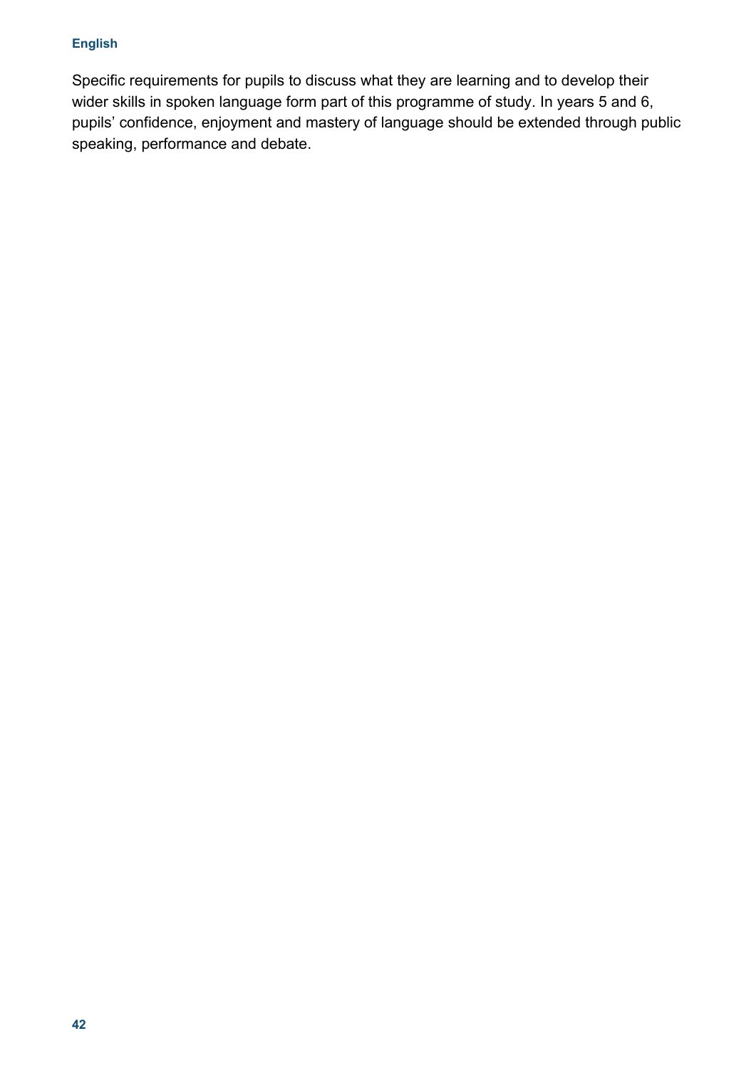Specific requirements for pupils to discuss what they are learning and to develop their wider skills in spoken language form part of this programme of study. In years 5 and 6, pupils' confidence, enjoyment and mastery of language should be extended through public speaking, performance and debate.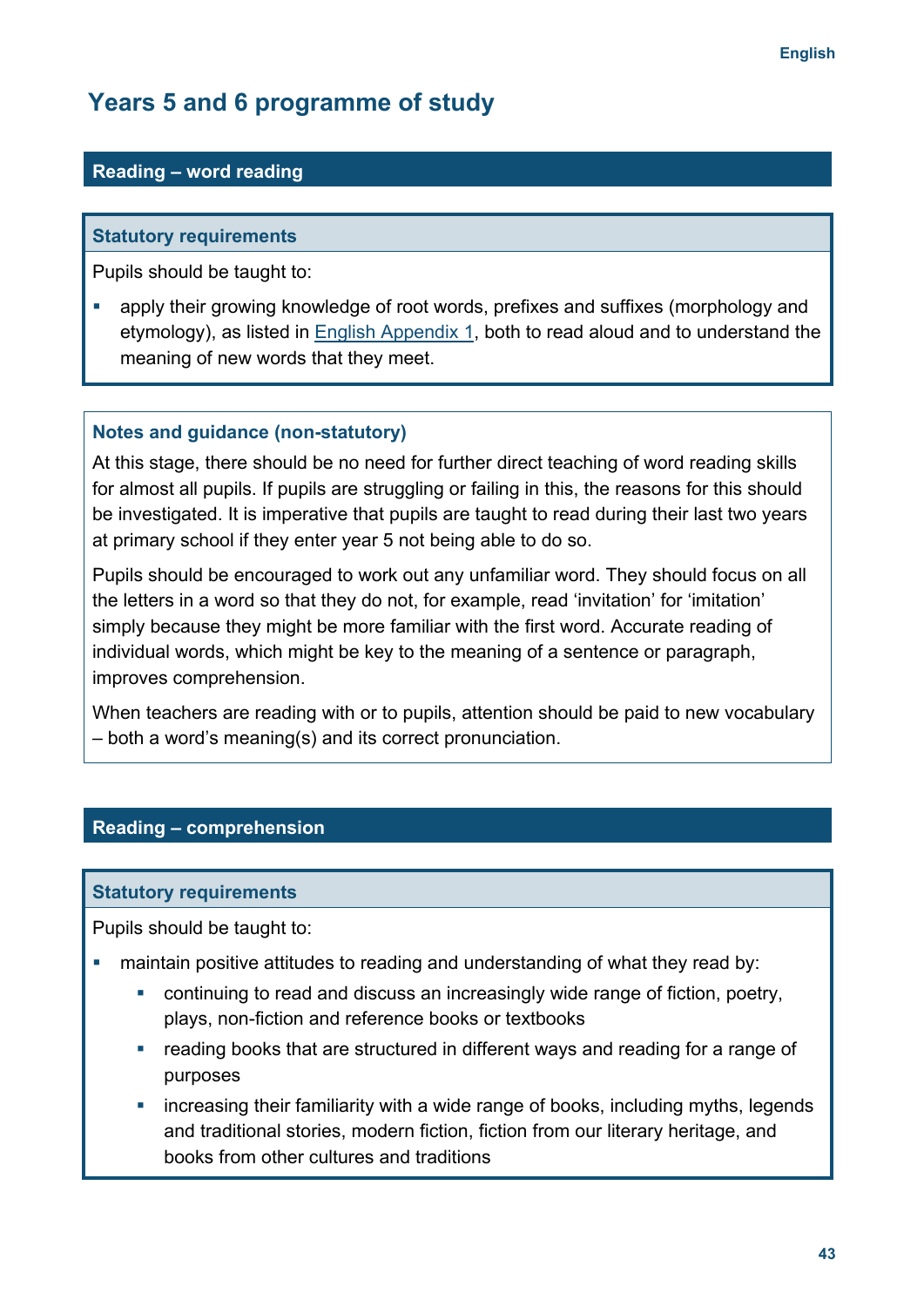## Years 5 and 6 programme of study

### Reading – word reading

#### Statutory requirements

Pupils should be taught to:

- apply their growing knowledge of root words, prefixes and suffixes (morphology and etymology), as listed in English Appendix 1, both to read aloud and to understand the meaning of new words that they meet.

#### Notes and guidance (non-statutory)

At this stage, there should be no need for further direct teaching of word reading skills for almost all pupils. If pupils are struggling or failing in this, the reasons for this should be investigated. It is imperative that pupils are taught to read during their last two years at primary school if they enter year 5 not being able to do so.

Pupils should be encouraged to work out any unfamiliar word. They should focus on all the letters in a word so that they do not, for example, read 'invitation' for 'imitation' simply because they might be more familiar with the first word. Accurate reading of individual words, which might be key to the meaning of a sentence or paragraph, improves comprehension.

When teachers are reading with or to pupils, attention should be paid to new vocabulary – both a word's meaning(s) and its correct pronunciation.

### Reading – comprehension

#### Statutory requirements

Pupils should be taught to:

- maintain positive attitudes to reading and understanding of what they read by:
  - continuing to read and discuss an increasingly wide range of fiction, poetry, plays, non-fiction and reference books or textbooks
  - reading books that are structured in different ways and reading for a range of purposes
  - increasing their familiarity with a wide range of books, including myths, legends and traditional stories, modern fiction, fiction from our literary heritage, and books from other cultures and traditions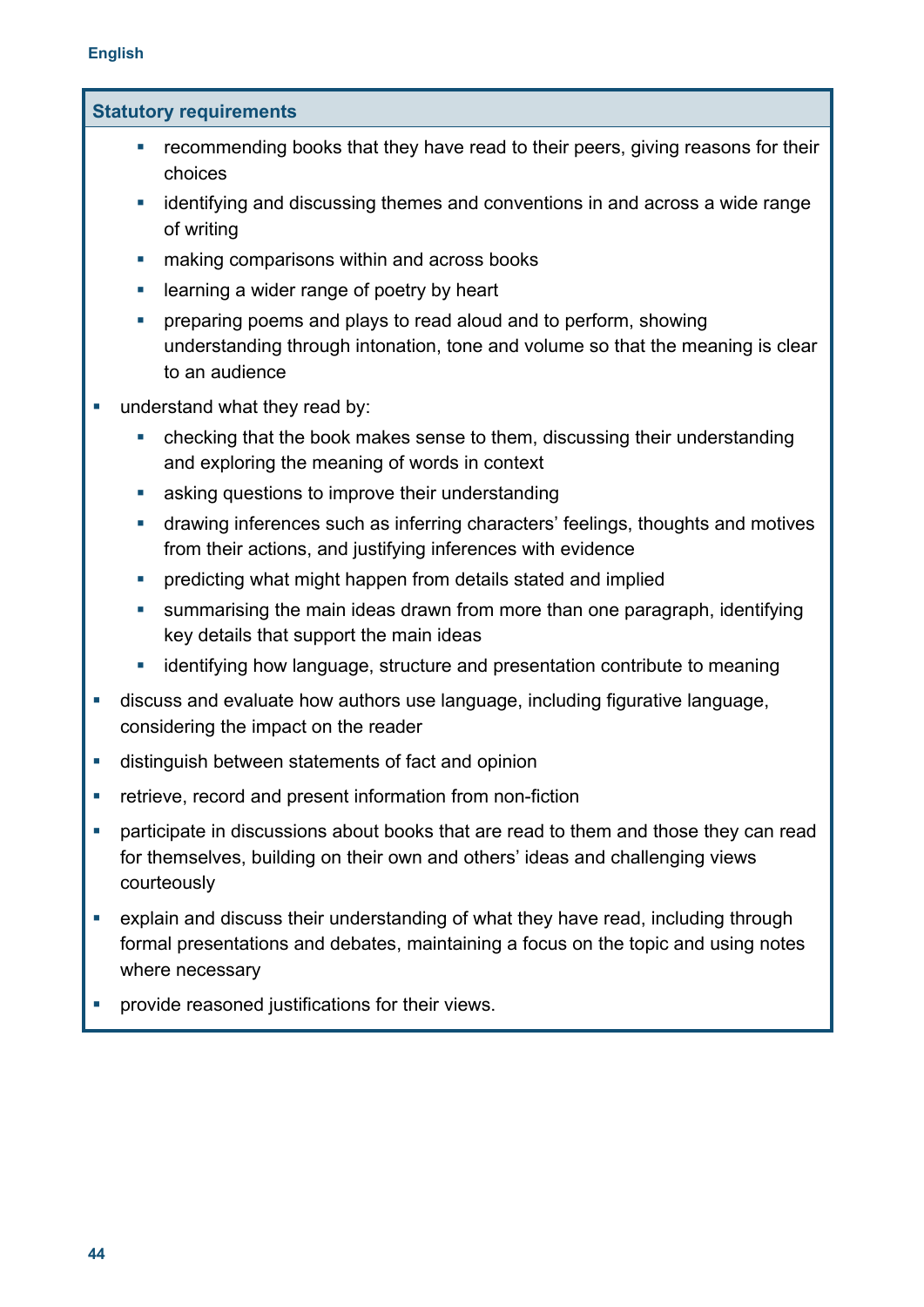**Statutory requirements**

- recommending books that they have read to their peers, giving reasons for their choices
    - identifying and discussing themes and conventions in and across a wide range of writing
    - making comparisons within and across books
    - learning a wider range of poetry by heart
    - preparing poems and plays to read aloud and to perform, showing understanding through intonation, tone and volume so that the meaning is clear to an audience
- understand what they read by:
    - checking that the book makes sense to them, discussing their understanding and exploring the meaning of words in context
    - asking questions to improve their understanding
    - drawing inferences such as inferring characters' feelings, thoughts and motives from their actions, and justifying inferences with evidence
    - predicting what might happen from details stated and implied
    - summarising the main ideas drawn from more than one paragraph, identifying key details that support the main ideas
    - identifying how language, structure and presentation contribute to meaning
- discuss and evaluate how authors use language, including figurative language, considering the impact on the reader
- distinguish between statements of fact and opinion
- retrieve, record and present information from non-fiction
- participate in discussions about books that are read to them and those they can read for themselves, building on their own and others' ideas and challenging views courteously
- explain and discuss their understanding of what they have read, including through formal presentations and debates, maintaining a focus on the topic and using notes where necessary
- provide reasoned justifications for their views.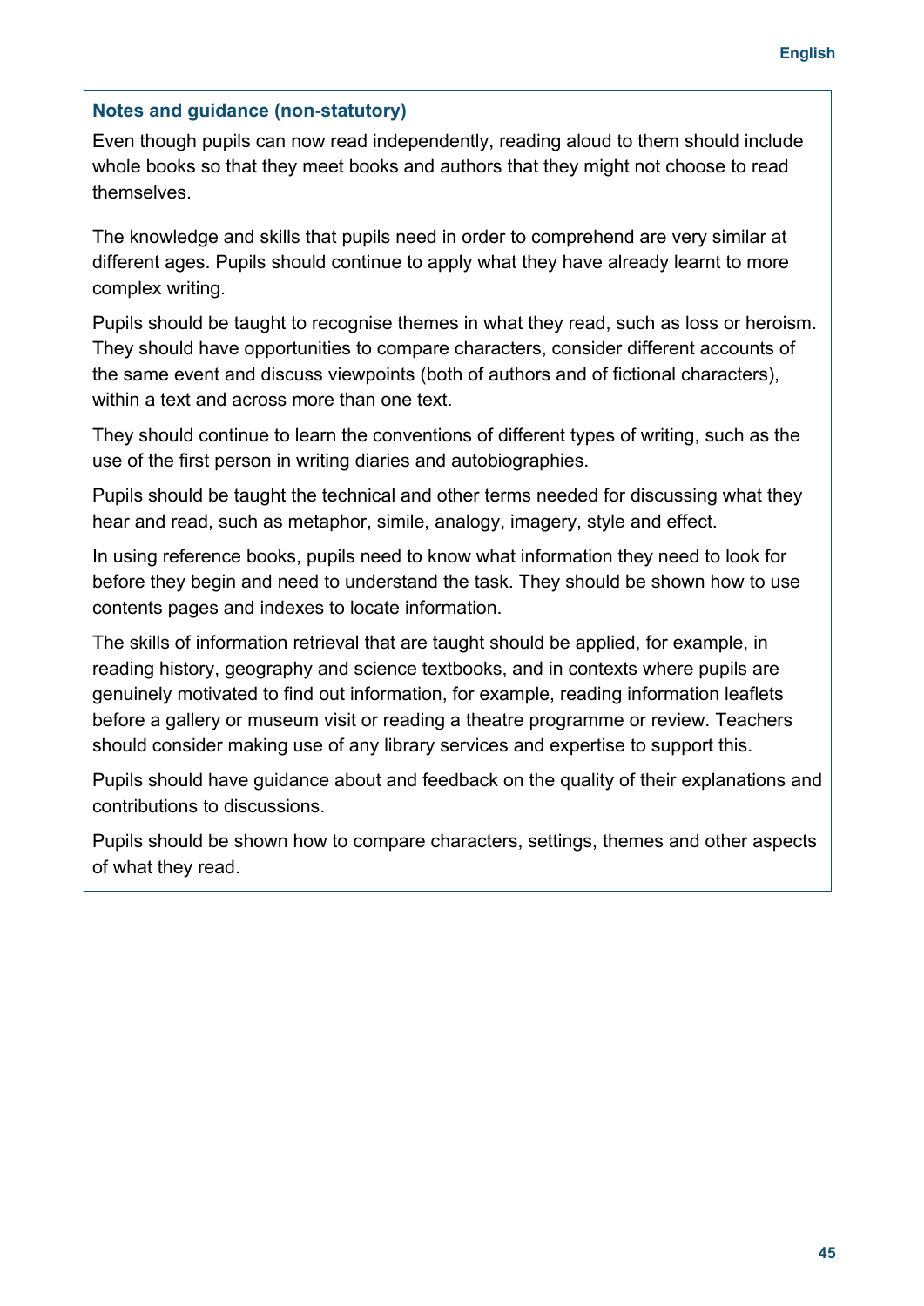### Notes and guidance (non-statutory)

Even though pupils can now read independently, reading aloud to them should include whole books so that they meet books and authors that they might not choose to read themselves.

The knowledge and skills that pupils need in order to comprehend are very similar at different ages. Pupils should continue to apply what they have already learnt to more complex writing.

Pupils should be taught to recognise themes in what they read, such as loss or heroism. They should have opportunities to compare characters, consider different accounts of the same event and discuss viewpoints (both of authors and of fictional characters), within a text and across more than one text.

They should continue to learn the conventions of different types of writing, such as the use of the first person in writing diaries and autobiographies.

Pupils should be taught the technical and other terms needed for discussing what they hear and read, such as metaphor, simile, analogy, imagery, style and effect.

In using reference books, pupils need to know what information they need to look for before they begin and need to understand the task. They should be shown how to use contents pages and indexes to locate information.

The skills of information retrieval that are taught should be applied, for example, in reading history, geography and science textbooks, and in contexts where pupils are genuinely motivated to find out information, for example, reading information leaflets before a gallery or museum visit or reading a theatre programme or review. Teachers should consider making use of any library services and expertise to support this.

Pupils should have guidance about and feedback on the quality of their explanations and contributions to discussions.

Pupils should be shown how to compare characters, settings, themes and other aspects of what they read.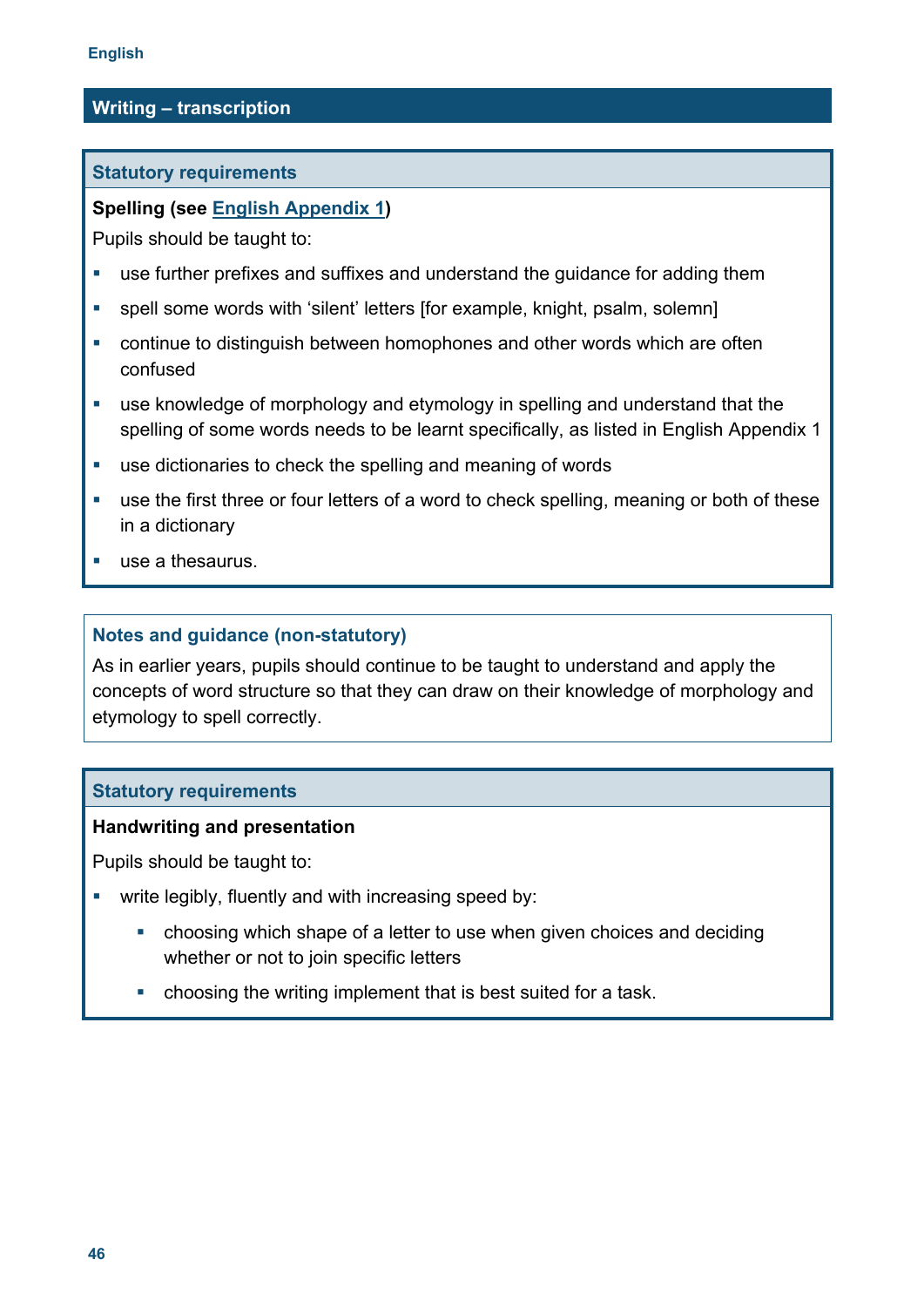## Writing – transcription

### Statutory requirements

**Spelling (see English Appendix 1)**

Pupils should be taught to:

- use further prefixes and suffixes and understand the guidance for adding them
- spell some words with 'silent' letters [for example, knight, psalm, solemn]
- continue to distinguish between homophones and other words which are often confused
- use knowledge of morphology and etymology in spelling and understand that the spelling of some words needs to be learnt specifically, as listed in English Appendix 1
- use dictionaries to check the spelling and meaning of words
- use the first three or four letters of a word to check spelling, meaning or both of these in a dictionary
- use a thesaurus.

### Notes and guidance (non-statutory)

As in earlier years, pupils should continue to be taught to understand and apply the concepts of word structure so that they can draw on their knowledge of morphology and etymology to spell correctly.

### Statutory requirements

**Handwriting and presentation**

Pupils should be taught to:

- write legibly, fluently and with increasing speed by:
  - choosing which shape of a letter to use when given choices and deciding whether or not to join specific letters
  - choosing the writing implement that is best suited for a task.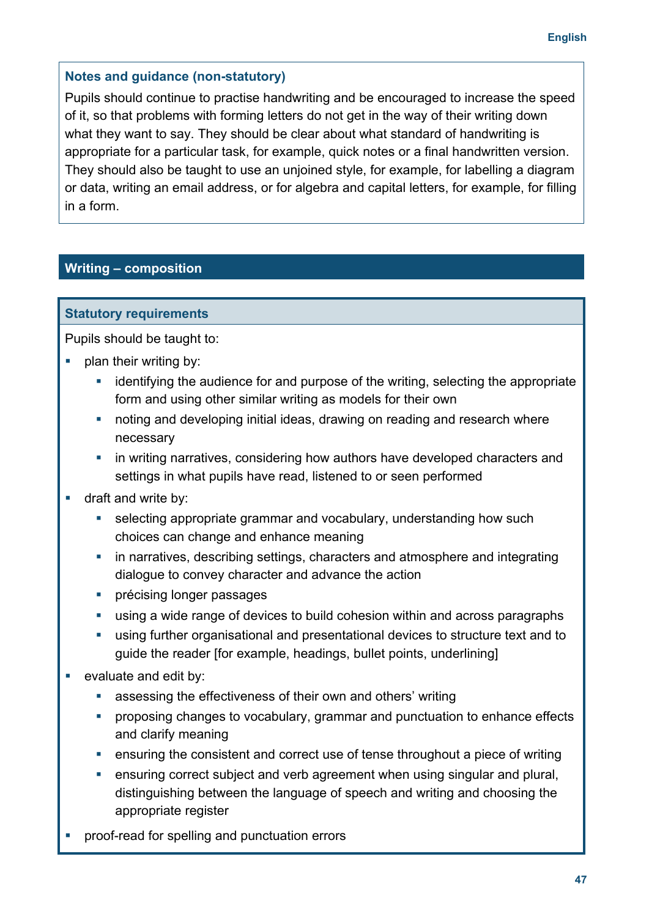### Notes and guidance (non-statutory)

Pupils should continue to practise handwriting and be encouraged to increase the speed of it, so that problems with forming letters do not get in the way of their writing down what they want to say. They should be clear about what standard of handwriting is appropriate for a particular task, for example, quick notes or a final handwritten version. They should also be taught to use an unjoined style, for example, for labelling a diagram or data, writing an email address, or for algebra and capital letters, for example, for filling in a form.

## Writing – composition

### Statutory requirements

Pupils should be taught to:

- plan their writing by:
  - identifying the audience for and purpose of the writing, selecting the appropriate form and using other similar writing as models for their own
  - noting and developing initial ideas, drawing on reading and research where necessary
  - in writing narratives, considering how authors have developed characters and settings in what pupils have read, listened to or seen performed
- draft and write by:
  - selecting appropriate grammar and vocabulary, understanding how such choices can change and enhance meaning
  - in narratives, describing settings, characters and atmosphere and integrating dialogue to convey character and advance the action
  - précising longer passages
  - using a wide range of devices to build cohesion within and across paragraphs
  - using further organisational and presentational devices to structure text and to guide the reader [for example, headings, bullet points, underlining]
- evaluate and edit by:
  - assessing the effectiveness of their own and others' writing
  - proposing changes to vocabulary, grammar and punctuation to enhance effects and clarify meaning
  - ensuring the consistent and correct use of tense throughout a piece of writing
  - ensuring correct subject and verb agreement when using singular and plural, distinguishing between the language of speech and writing and choosing the appropriate register
- proof-read for spelling and punctuation errors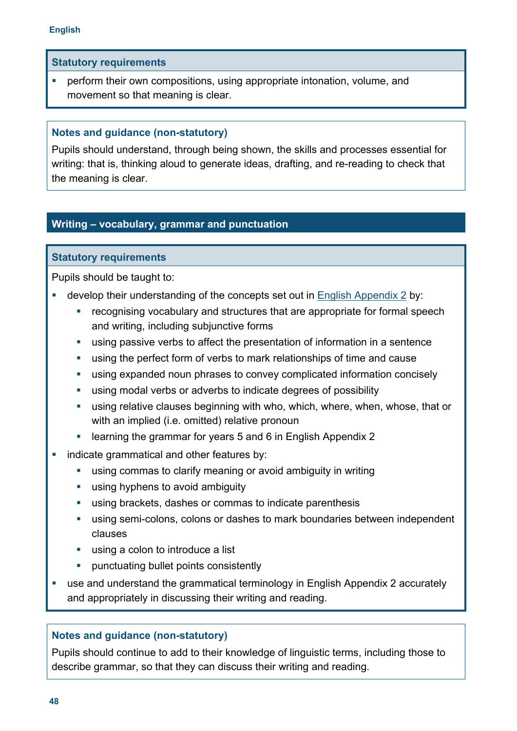### Statutory requirements

- perform their own compositions, using appropriate intonation, volume, and movement so that meaning is clear.

### Notes and guidance (non-statutory)

Pupils should understand, through being shown, the skills and processes essential for writing: that is, thinking aloud to generate ideas, drafting, and re-reading to check that the meaning is clear.

## Writing – vocabulary, grammar and punctuation

### Statutory requirements

Pupils should be taught to:

- develop their understanding of the concepts set out in English Appendix 2 by:
  - recognising vocabulary and structures that are appropriate for formal speech and writing, including subjunctive forms
  - using passive verbs to affect the presentation of information in a sentence
  - using the perfect form of verbs to mark relationships of time and cause
  - using expanded noun phrases to convey complicated information concisely
  - using modal verbs or adverbs to indicate degrees of possibility
  - using relative clauses beginning with who, which, where, when, whose, that or with an implied (i.e. omitted) relative pronoun
  - learning the grammar for years 5 and 6 in English Appendix 2
- indicate grammatical and other features by:
  - using commas to clarify meaning or avoid ambiguity in writing
  - using hyphens to avoid ambiguity
  - using brackets, dashes or commas to indicate parenthesis
  - using semi-colons, colons or dashes to mark boundaries between independent clauses
  - using a colon to introduce a list
  - punctuating bullet points consistently
- use and understand the grammatical terminology in English Appendix 2 accurately and appropriately in discussing their writing and reading.

### Notes and guidance (non-statutory)

Pupils should continue to add to their knowledge of linguistic terms, including those to describe grammar, so that they can discuss their writing and reading.